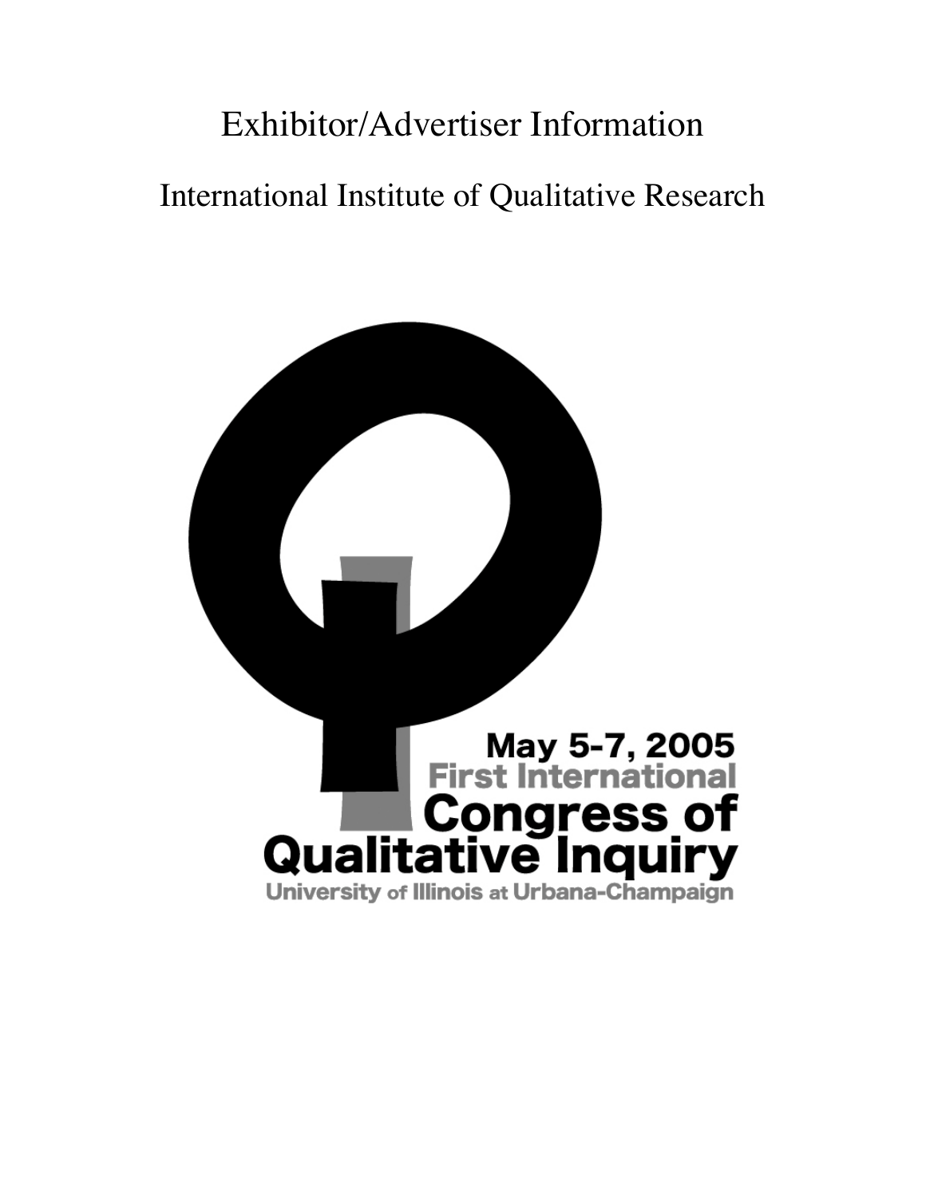# Exhibitor/Advertiser Information

## International Institute of Qualitative Research

May 5-7, 2005

First International

**Congress of Qualitative Inquiry**

University of Illinois at Urbana-Champaign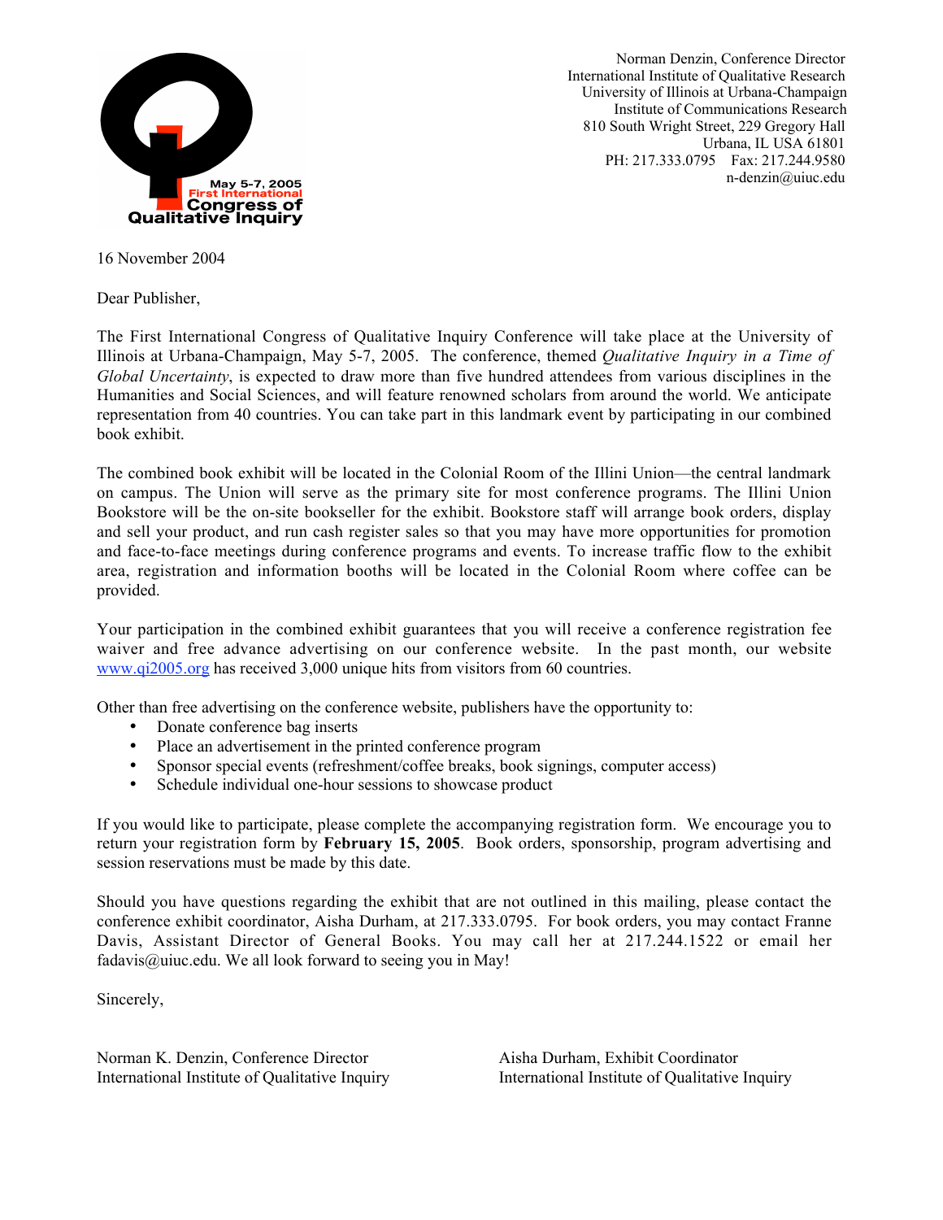May 5-7, 2005
First International
Congress of
Qualitative Inquiry

Norman Denzin, Conference Director
International Institute of Qualitative Research
University of Illinois at Urbana-Champaign
Institute of Communications Research
810 South Wright Street, 229 Gregory Hall
Urbana, IL USA 61801
PH: 217.333.0795 Fax: 217.244.9580
n-denzin@uiuc.edu

16 November 2004

Dear Publisher,

The First International Congress of Qualitative Inquiry Conference will take place at the University of Illinois at Urbana-Champaign, May 5-7, 2005. The conference, themed *Qualitative Inquiry in a Time of Global Uncertainty*, is expected to draw more than five hundred attendees from various disciplines in the Humanities and Social Sciences, and will feature renowned scholars from around the world. We anticipate representation from 40 countries. You can take part in this landmark event by participating in our combined book exhibit.

The combined book exhibit will be located in the Colonial Room of the Illini Union—the central landmark on campus. The Union will serve as the primary site for most conference programs. The Illini Union Bookstore will be the on-site bookseller for the exhibit. Bookstore staff will arrange book orders, display and sell your product, and run cash register sales so that you may have more opportunities for promotion and face-to-face meetings during conference programs and events. To increase traffic flow to the exhibit area, registration and information booths will be located in the Colonial Room where coffee can be provided.

Your participation in the combined exhibit guarantees that you will receive a conference registration fee waiver and free advance advertising on our conference website. In the past month, our website www.qi2005.org has received 3,000 unique hits from visitors from 60 countries.

Other than free advertising on the conference website, publishers have the opportunity to:

- Donate conference bag inserts
- Place an advertisement in the printed conference program
- Sponsor special events (refreshment/coffee breaks, book signings, computer access)
- Schedule individual one-hour sessions to showcase product

If you would like to participate, please complete the accompanying registration form. We encourage you to return your registration form by **February 15, 2005**. Book orders, sponsorship, program advertising and session reservations must be made by this date.

Should you have questions regarding the exhibit that are not outlined in this mailing, please contact the conference exhibit coordinator, Aisha Durham, at 217.333.0795. For book orders, you may contact Franne Davis, Assistant Director of General Books. You may call her at 217.244.1522 or email her fadavis@uiuc.edu. We all look forward to seeing you in May!

Sincerely,

Norman K. Denzin, Conference Director
International Institute of Qualitative Inquiry

Aisha Durham, Exhibit Coordinator
International Institute of Qualitative Inquiry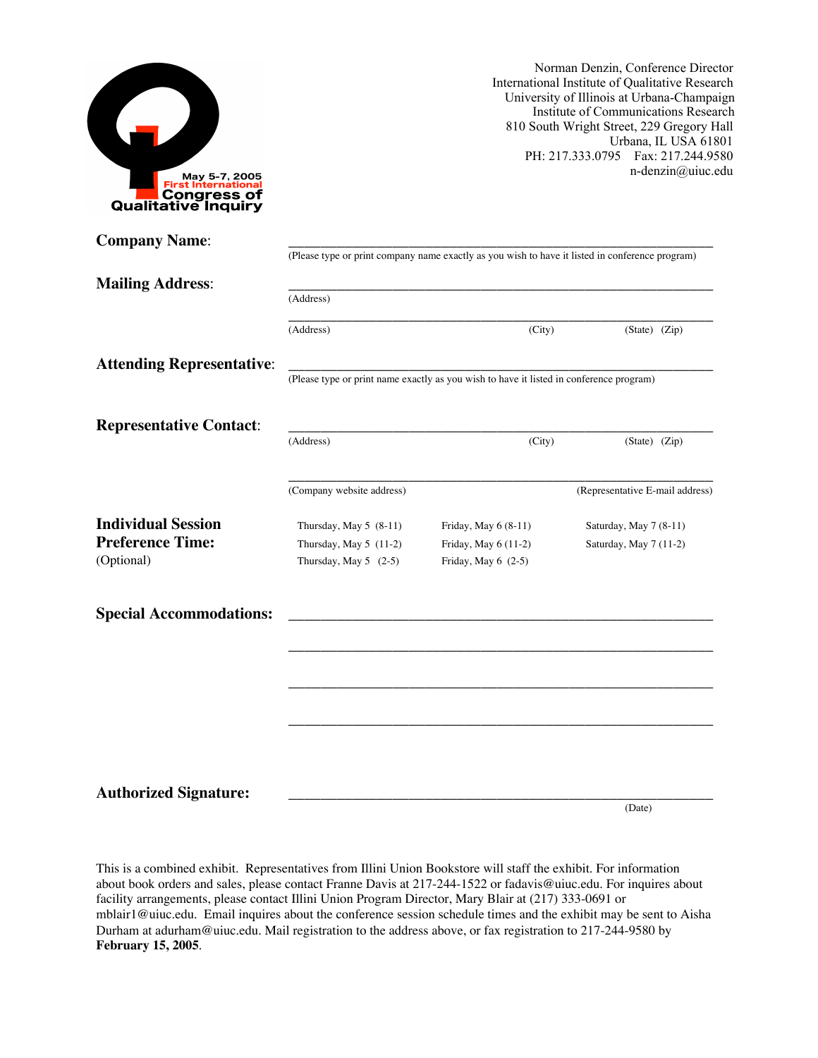May 5-7, 2005
First International
Congress of
Qualitative Inquiry

Norman Denzin, Conference Director
International Institute of Qualitative Research
University of Illinois at Urbana-Champaign
Institute of Communications Research
810 South Wright Street, 229 Gregory Hall
Urbana, IL USA 61801
PH: 217.333.0795 Fax: 217.244.9580
n-denzin@uiuc.edu

**Company Name**: ____________________________________________________________
(Please type or print company name exactly as you wish to have it listed in conference program)

**Mailing Address**: ____________________________________________________________
(Address)

____________________________________________________________
(Address) (City) (State) (Zip)

**Attending Representative**: ____________________________________________________________
(Please type or print name exactly as you wish to have it listed in conference program)

**Representative Contact**: ____________________________________________________________
(Address) (City) (State) (Zip)

____________________________________________________________
(Company website address) (Representative E-mail address)

**Individual Session Preference Time:**
(Optional)

| | | |
|---|---|---|
| Thursday, May 5 (8-11) | Friday, May 6 (8-11) | Saturday, May 7 (8-11) |
| Thursday, May 5 (11-2) | Friday, May 6 (11-2) | Saturday, May 7 (11-2) |
| Thursday, May 5 (2-5) | Friday, May 6 (2-5) | |

**Special Accommodations:** ____________________________________________________________

____________________________________________________________

____________________________________________________________

____________________________________________________________

**Authorized Signature:** ____________________________________________________________
(Date)

This is a combined exhibit. Representatives from Illini Union Bookstore will staff the exhibit. For information about book orders and sales, please contact Franne Davis at 217-244-1522 or fadavis@uiuc.edu. For inquires about facility arrangements, please contact Illini Union Program Director, Mary Blair at (217) 333-0691 or mblair1@uiuc.edu. Email inquires about the conference session schedule times and the exhibit may be sent to Aisha Durham at adurham@uiuc.edu. Mail registration to the address above, or fax registration to 217-244-9580 by **February 15, 2005**.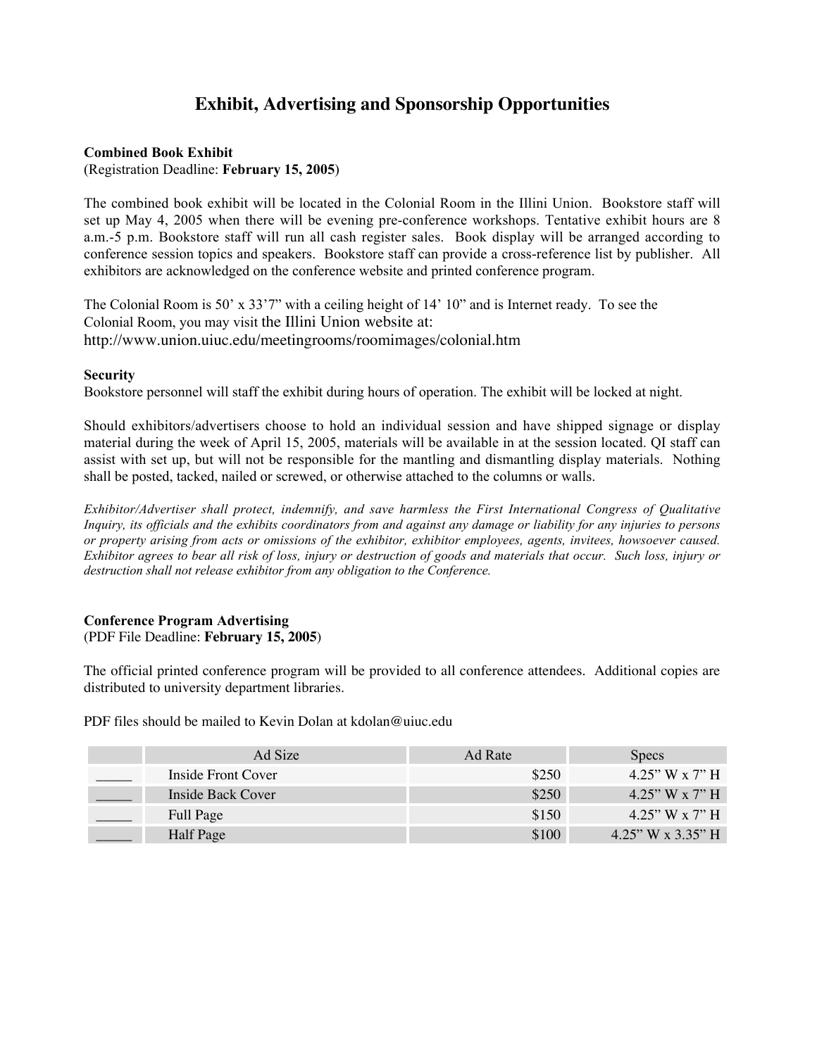# Exhibit, Advertising and Sponsorship Opportunities

**Combined Book Exhibit**
(Registration Deadline: **February 15, 2005**)

The combined book exhibit will be located in the Colonial Room in the Illini Union. Bookstore staff will set up May 4, 2005 when there will be evening pre-conference workshops. Tentative exhibit hours are 8 a.m.-5 p.m. Bookstore staff will run all cash register sales. Book display will be arranged according to conference session topics and speakers. Bookstore staff can provide a cross-reference list by publisher. All exhibitors are acknowledged on the conference website and printed conference program.

The Colonial Room is 50' x 33'7" with a ceiling height of 14' 10" and is Internet ready. To see the Colonial Room, you may visit the Illini Union website at: http://www.union.uiuc.edu/meetingrooms/roomimages/colonial.htm

**Security**
Bookstore personnel will staff the exhibit during hours of operation. The exhibit will be locked at night.

Should exhibitors/advertisers choose to hold an individual session and have shipped signage or display material during the week of April 15, 2005, materials will be available in at the session located. QI staff can assist with set up, but will not be responsible for the mantling and dismantling display materials. Nothing shall be posted, tacked, nailed or screwed, or otherwise attached to the columns or walls.

*Exhibitor/Advertiser shall protect, indemnify, and save harmless the First International Congress of Qualitative Inquiry, its officials and the exhibits coordinators from and against any damage or liability for any injuries to persons or property arising from acts or omissions of the exhibitor, exhibitor employees, agents, invitees, howsoever caused. Exhibitor agrees to bear all risk of loss, injury or destruction of goods and materials that occur. Such loss, injury or destruction shall not release exhibitor from any obligation to the Conference.*

**Conference Program Advertising**
(PDF File Deadline: **February 15, 2005**)

The official printed conference program will be provided to all conference attendees. Additional copies are distributed to university department libraries.

PDF files should be mailed to Kevin Dolan at kdolan@uiuc.edu

| | Ad Size | Ad Rate | Specs |
|---|---|---|---|
| _____ | Inside Front Cover | $250 | 4.25" W x 7" H |
| _____ | Inside Back Cover | $250 | 4.25" W x 7" H |
| _____ | Full Page | $150 | 4.25" W x 7" H |
| _____ | Half Page | $100 | 4.25" W x 3.35" H |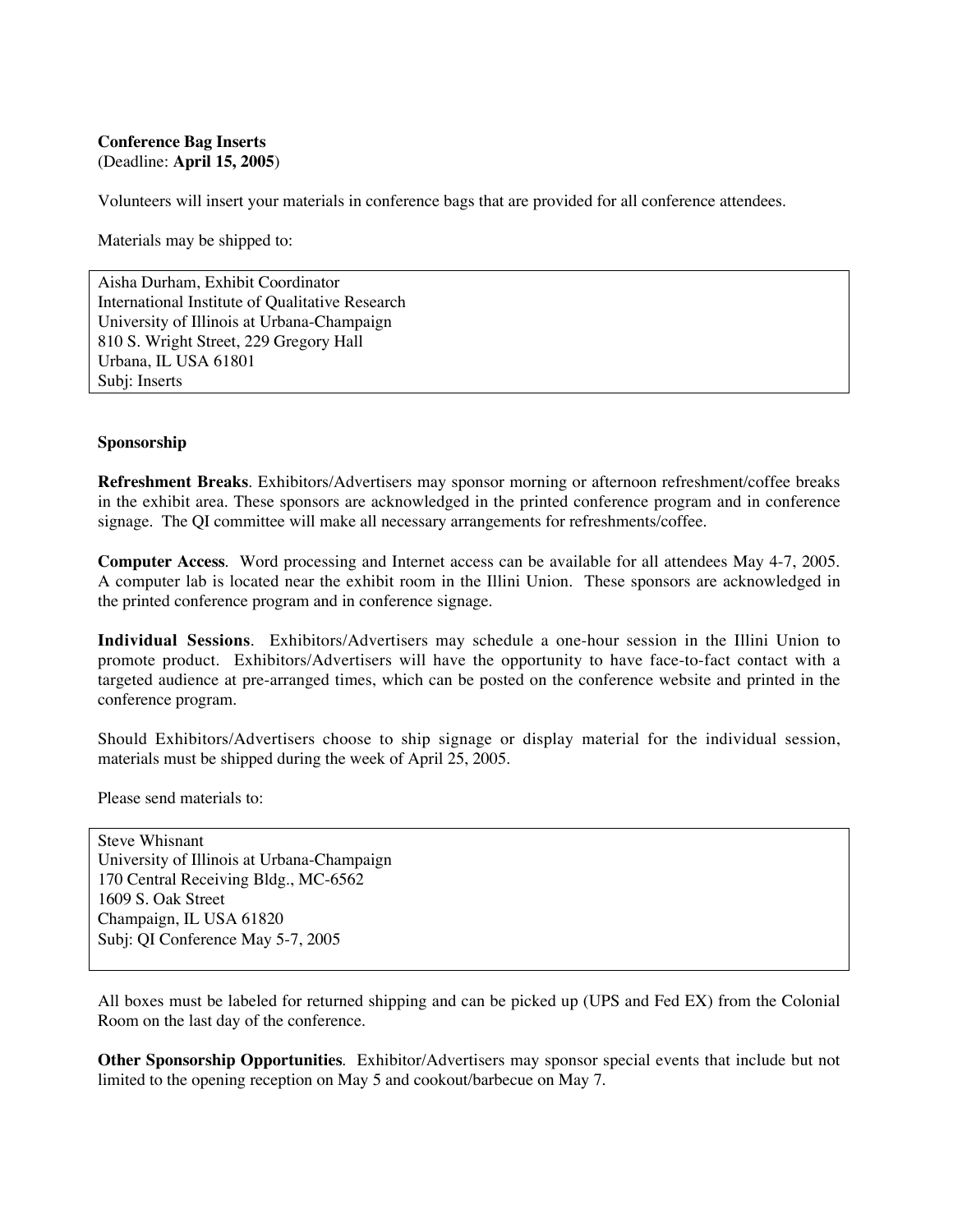**Conference Bag Inserts**
(Deadline: **April 15, 2005**)

Volunteers will insert your materials in conference bags that are provided for all conference attendees.

Materials may be shipped to:

Aisha Durham, Exhibit Coordinator
International Institute of Qualitative Research
University of Illinois at Urbana-Champaign
810 S. Wright Street, 229 Gregory Hall
Urbana, IL USA 61801
Subj: Inserts

**Sponsorship**

**Refreshment Breaks**. Exhibitors/Advertisers may sponsor morning or afternoon refreshment/coffee breaks in the exhibit area. These sponsors are acknowledged in the printed conference program and in conference signage. The QI committee will make all necessary arrangements for refreshments/coffee.

**Computer Access**. Word processing and Internet access can be available for all attendees May 4-7, 2005. A computer lab is located near the exhibit room in the Illini Union. These sponsors are acknowledged in the printed conference program and in conference signage.

**Individual Sessions**. Exhibitors/Advertisers may schedule a one-hour session in the Illini Union to promote product. Exhibitors/Advertisers will have the opportunity to have face-to-fact contact with a targeted audience at pre-arranged times, which can be posted on the conference website and printed in the conference program.

Should Exhibitors/Advertisers choose to ship signage or display material for the individual session, materials must be shipped during the week of April 25, 2005.

Please send materials to:

Steve Whisnant
University of Illinois at Urbana-Champaign
170 Central Receiving Bldg., MC-6562
1609 S. Oak Street
Champaign, IL USA 61820
Subj: QI Conference May 5-7, 2005

All boxes must be labeled for returned shipping and can be picked up (UPS and Fed EX) from the Colonial Room on the last day of the conference.

**Other Sponsorship Opportunities**. Exhibitor/Advertisers may sponsor special events that include but not limited to the opening reception on May 5 and cookout/barbecue on May 7.